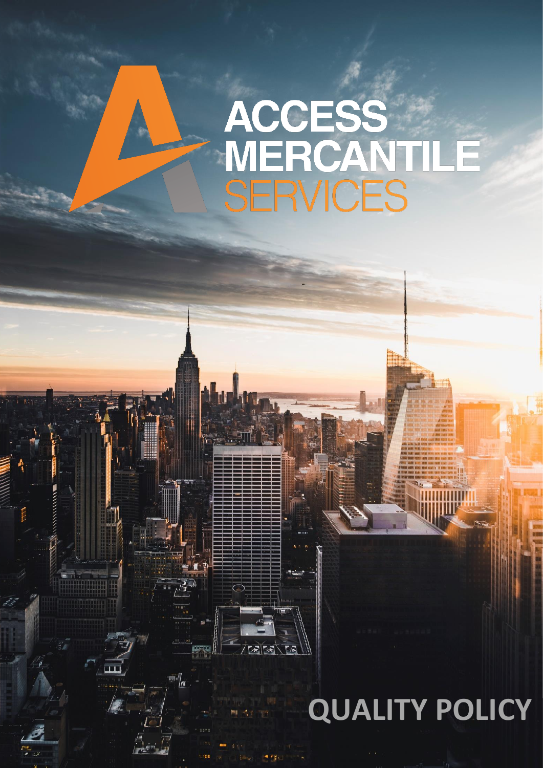# ACCESS MERCANTILE SERVICES

# QUALITY POLICY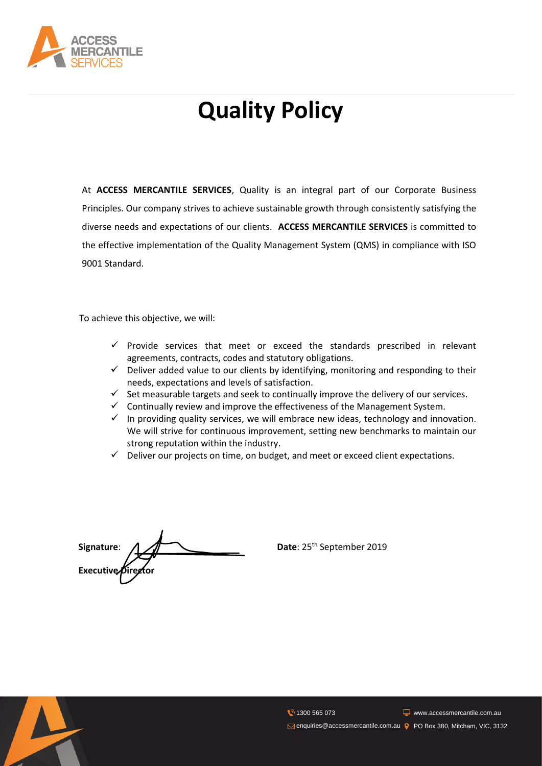# Quality Policy

At **ACCESS MERCANTILE SERVICES**, Quality is an integral part of our Corporate Business Principles. Our company strives to achieve sustainable growth through consistently satisfying the diverse needs and expectations of our clients. **ACCESS MERCANTILE SERVICES** is committed to the effective implementation of the Quality Management System (QMS) in compliance with ISO 9001 Standard.

To achieve this objective, we will:

- ✓ Provide services that meet or exceed the standards prescribed in relevant agreements, contracts, codes and statutory obligations.
- ✓ Deliver added value to our clients by identifying, monitoring and responding to their needs, expectations and levels of satisfaction.
- ✓ Set measurable targets and seek to continually improve the delivery of our services.
- ✓ Continually review and improve the effectiveness of the Management System.
- ✓ In providing quality services, we will embrace new ideas, technology and innovation. We will strive for continuous improvement, setting new benchmarks to maintain our strong reputation within the industry.
- ✓ Deliver our projects on time, on budget, and meet or exceed client expectations.

**Signature**:

**Executive Director**

**Date**: 25th September 2019

1300 565 073 | www.accessmercantile.com.au
enquiries@accessmercantile.com.au | PO Box 380, Mitcham, VIC, 3132